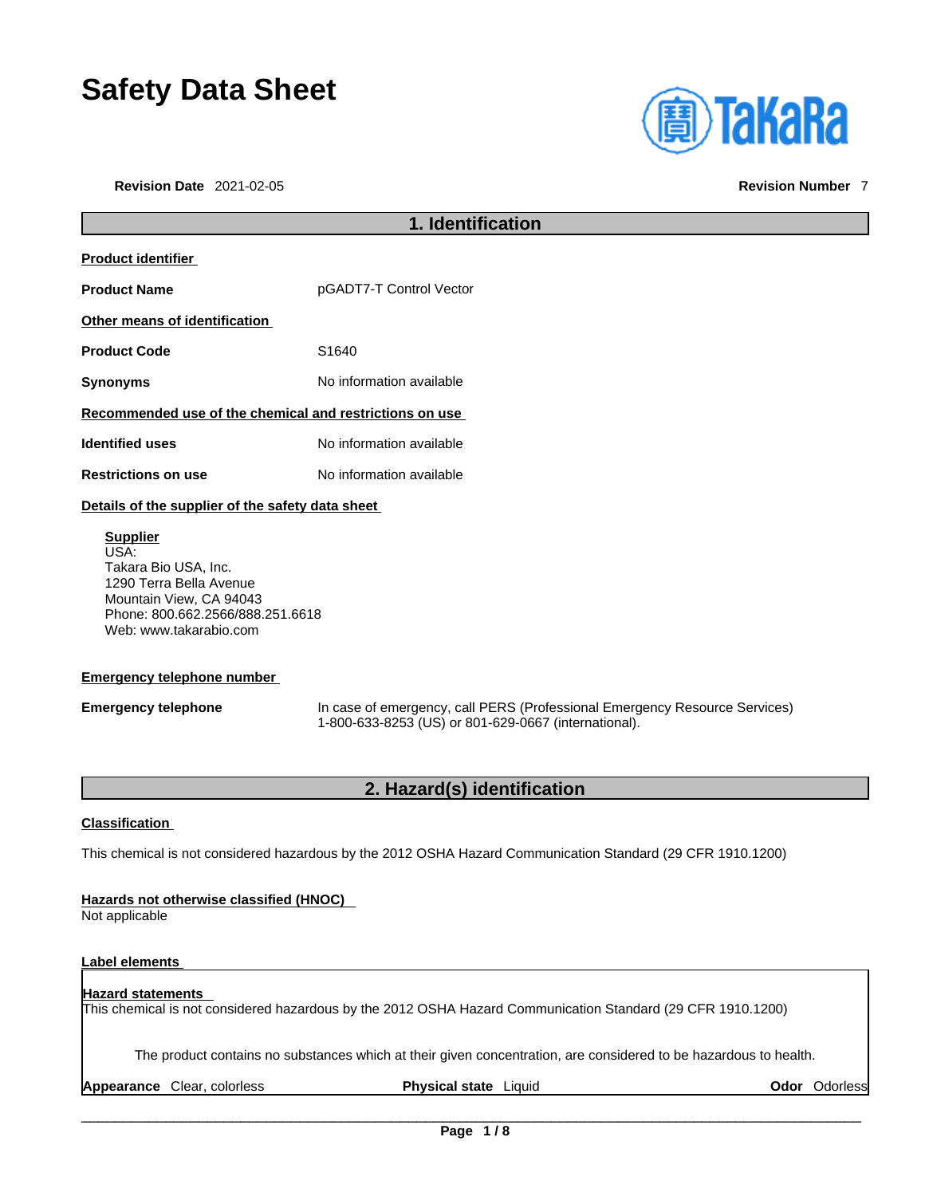# Safety Data Sheet

**Revision Date** 2021-02-05 **Revision Number** 7

## 1. Identification

**Product identifier**

**Product Name** pGADT7-T Control Vector

**Other means of identification**

**Product Code** S1640

**Synonyms** No information available

**Recommended use of the chemical and restrictions on use**

**Identified uses** No information available

**Restrictions on use** No information available

**Details of the supplier of the safety data sheet**

**Supplier**
USA:
Takara Bio USA, Inc.
1290 Terra Bella Avenue
Mountain View, CA 94043
Phone: 800.662.2566/888.251.6618
Web: www.takarabio.com

**Emergency telephone number**

**Emergency telephone** In case of emergency, call PERS (Professional Emergency Resource Services) 1-800-633-8253 (US) or 801-629-0667 (international).

## 2. Hazard(s) identification

**Classification**

This chemical is not considered hazardous by the 2012 OSHA Hazard Communication Standard (29 CFR 1910.1200)

**Hazards not otherwise classified (HNOC)**
Not applicable

**Label elements**

**Hazard statements**
This chemical is not considered hazardous by the 2012 OSHA Hazard Communication Standard (29 CFR 1910.1200)

The product contains no substances which at their given concentration, are considered to be hazardous to health.

**Appearance** Clear, colorless **Physical state** Liquid **Odor** Odorless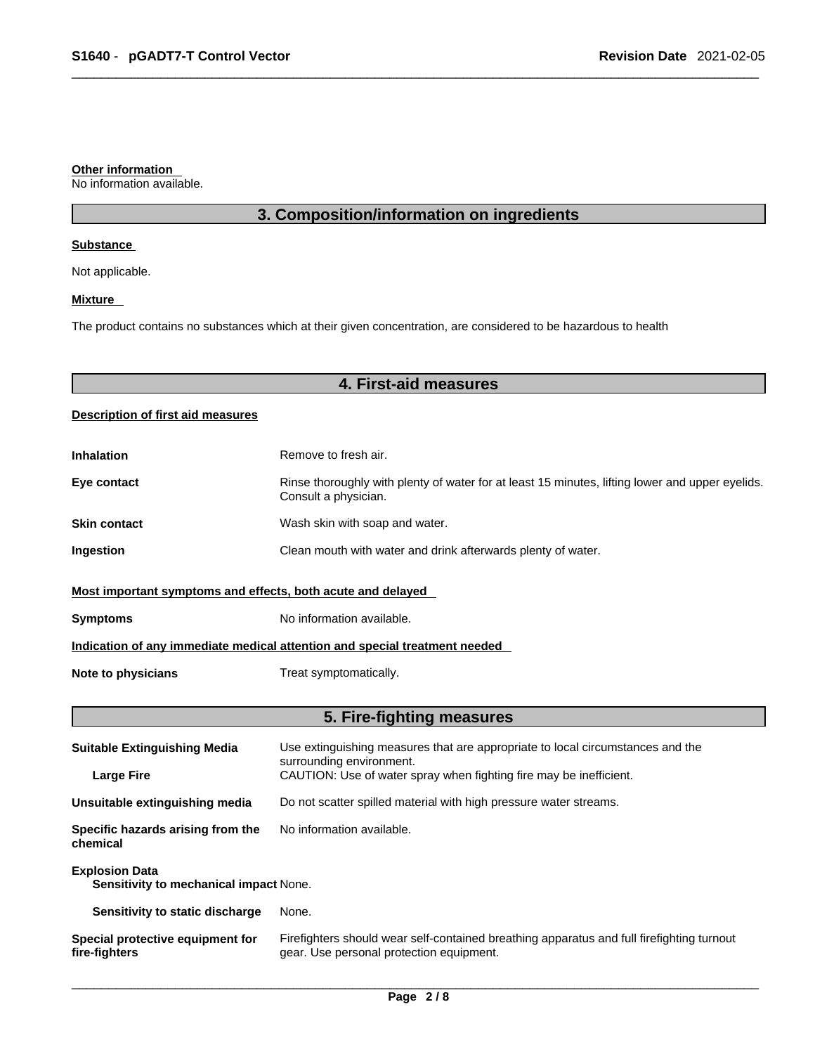**Other information**

No information available.

## 3. Composition/information on ingredients

**Substance**

Not applicable.

**Mixture**

The product contains no substances which at their given concentration, are considered to be hazardous to health

## 4. First-aid measures

**Description of first aid measures**

| | |
|---|---|
| **Inhalation** | Remove to fresh air. |
| **Eye contact** | Rinse thoroughly with plenty of water for at least 15 minutes, lifting lower and upper eyelids. Consult a physician. |
| **Skin contact** | Wash skin with soap and water. |
| **Ingestion** | Clean mouth with water and drink afterwards plenty of water. |

**Most important symptoms and effects, both acute and delayed**

| | |
|---|---|
| **Symptoms** | No information available. |

**Indication of any immediate medical attention and special treatment needed**

| | |
|---|---|
| **Note to physicians** | Treat symptomatically. |

## 5. Fire-fighting measures

| | |
|---|---|
| **Suitable Extinguishing Media** | Use extinguishing measures that are appropriate to local circumstances and the surrounding environment. |
| **Large Fire** | CAUTION: Use of water spray when fighting fire may be inefficient. |
| **Unsuitable extinguishing media** | Do not scatter spilled material with high pressure water streams. |
| **Specific hazards arising from the chemical** | No information available. |
| **Explosion Data** | |
| **Sensitivity to mechanical impact** | None. |
| **Sensitivity to static discharge** | None. |
| **Special protective equipment for fire-fighters** | Firefighters should wear self-contained breathing apparatus and full firefighting turnout gear. Use personal protection equipment. |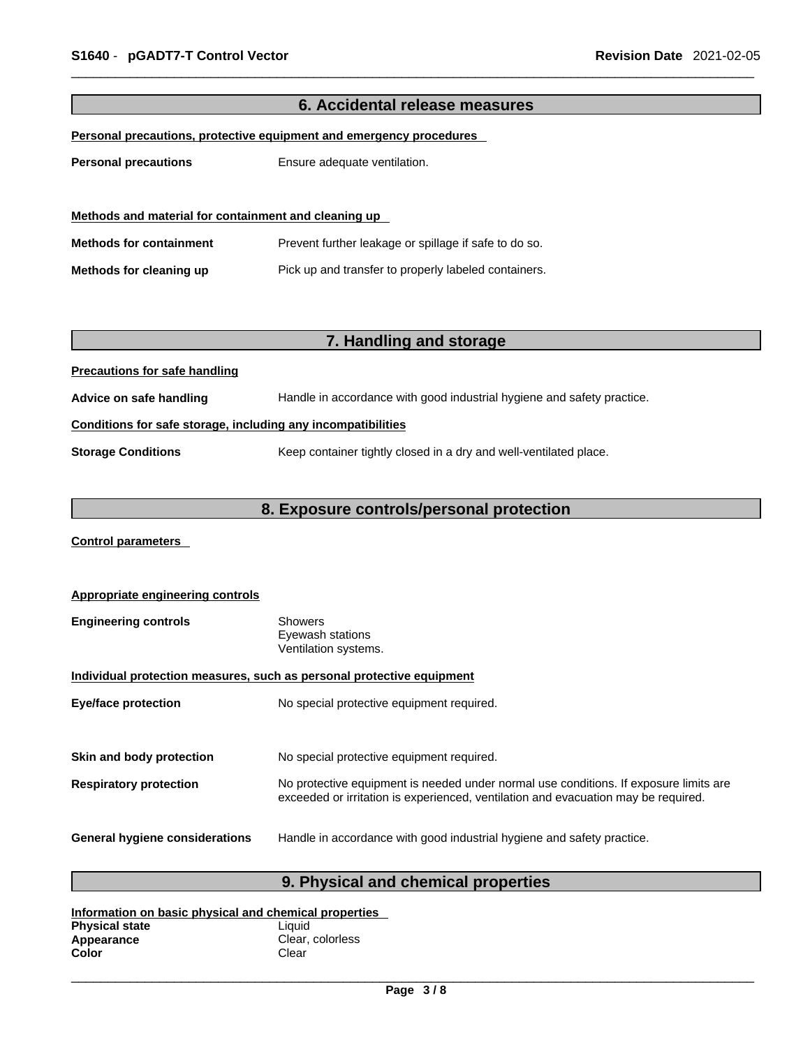## 6. Accidental release measures

**Personal precautions, protective equipment and emergency procedures**

**Personal precautions** Ensure adequate ventilation.

**Methods and material for containment and cleaning up**

**Methods for containment** Prevent further leakage or spillage if safe to do so.

**Methods for cleaning up** Pick up and transfer to properly labeled containers.

## 7. Handling and storage

**Precautions for safe handling**

**Advice on safe handling** Handle in accordance with good industrial hygiene and safety practice.

**Conditions for safe storage, including any incompatibilities**

**Storage Conditions** Keep container tightly closed in a dry and well-ventilated place.

## 8. Exposure controls/personal protection

**Control parameters**

**Appropriate engineering controls**

**Engineering controls** Showers
Eyewash stations
Ventilation systems.

**Individual protection measures, such as personal protective equipment**

**Eye/face protection** No special protective equipment required.

**Skin and body protection** No special protective equipment required.

**Respiratory protection** No protective equipment is needed under normal use conditions. If exposure limits are exceeded or irritation is experienced, ventilation and evacuation may be required.

**General hygiene considerations** Handle in accordance with good industrial hygiene and safety practice.

## 9. Physical and chemical properties

**Information on basic physical and chemical properties**

**Physical state** Liquid
**Appearance** Clear, colorless
**Color** Clear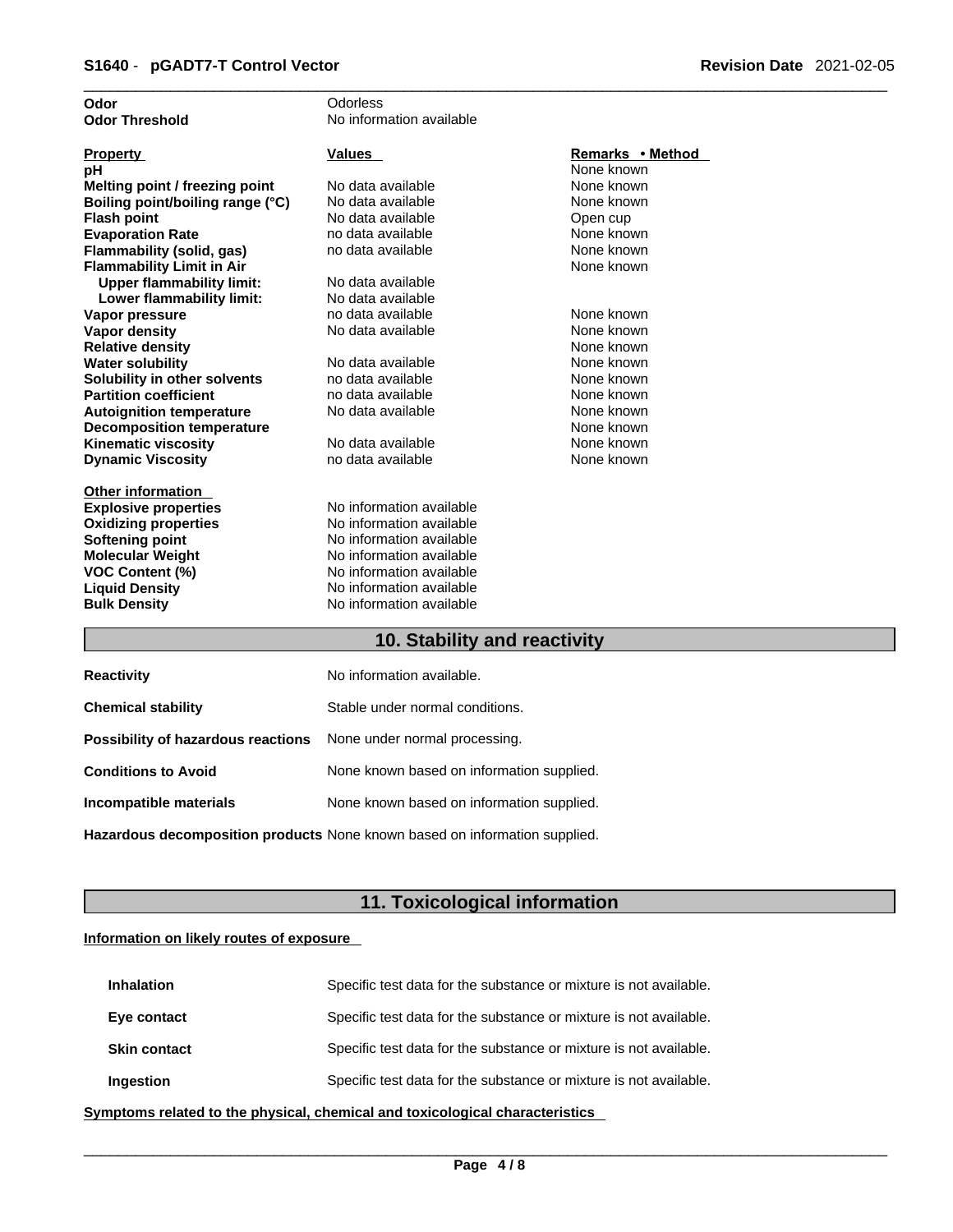| | |
|---|---|
| **Odor** | Odorless |
| **Odor Threshold** | No information available |

| Property | Values | Remarks • Method |
|---|---|---|
| **pH** | | None known |
| **Melting point / freezing point** | No data available | None known |
| **Boiling point/boiling range (°C)** | No data available | None known |
| **Flash point** | No data available | Open cup |
| **Evaporation Rate** | no data available | None known |
| **Flammability (solid, gas)** | no data available | None known |
| **Flammability Limit in Air** | | None known |
| **Upper flammability limit:** | No data available | |
| **Lower flammability limit:** | No data available | |
| **Vapor pressure** | no data available | None known |
| **Vapor density** | No data available | None known |
| **Relative density** | | None known |
| **Water solubility** | No data available | None known |
| **Solubility in other solvents** | no data available | None known |
| **Partition coefficient** | no data available | None known |
| **Autoignition temperature** | No data available | None known |
| **Decomposition temperature** | | None known |
| **Kinematic viscosity** | No data available | None known |
| **Dynamic Viscosity** | no data available | None known |

**Other information**

| | |
|---|---|
| **Explosive properties** | No information available |
| **Oxidizing properties** | No information available |
| **Softening point** | No information available |
| **Molecular Weight** | No information available |
| **VOC Content (%)** | No information available |
| **Liquid Density** | No information available |
| **Bulk Density** | No information available |

## 10. Stability and reactivity

| | |
|---|---|
| **Reactivity** | No information available. |
| **Chemical stability** | Stable under normal conditions. |
| **Possibility of hazardous reactions** | None under normal processing. |
| **Conditions to Avoid** | None known based on information supplied. |
| **Incompatible materials** | None known based on information supplied. |
| **Hazardous decomposition products** | None known based on information supplied. |

## 11. Toxicological information

**Information on likely routes of exposure**

| | |
|---|---|
| **Inhalation** | Specific test data for the substance or mixture is not available. |
| **Eye contact** | Specific test data for the substance or mixture is not available. |
| **Skin contact** | Specific test data for the substance or mixture is not available. |
| **Ingestion** | Specific test data for the substance or mixture is not available. |

**Symptoms related to the physical, chemical and toxicological characteristics**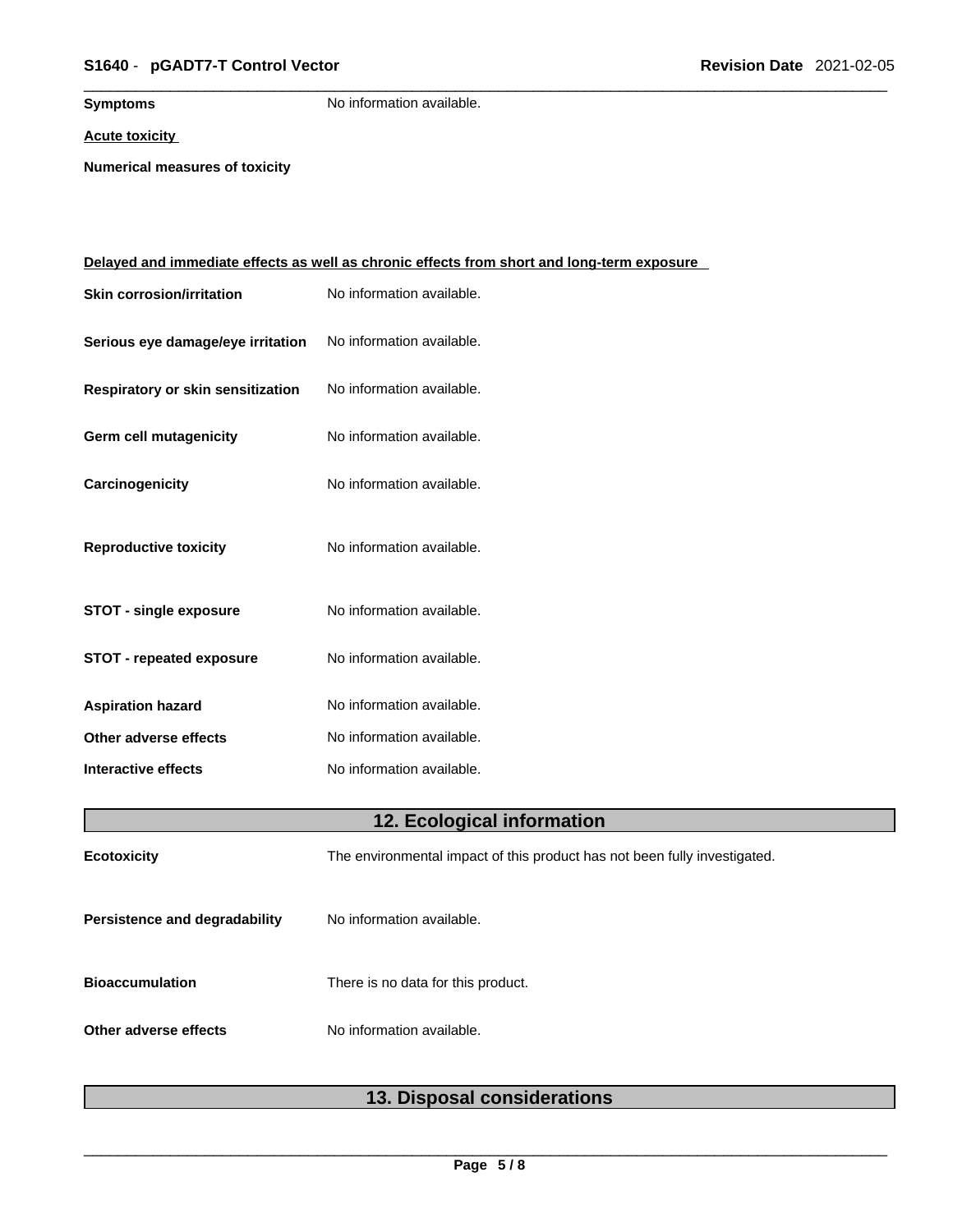**Symptoms** No information available.

**Acute toxicity**

**Numerical measures of toxicity**

**Delayed and immediate effects as well as chronic effects from short and long-term exposure**

| | |
|---|---|
| **Skin corrosion/irritation** | No information available. |
| **Serious eye damage/eye irritation** | No information available. |
| **Respiratory or skin sensitization** | No information available. |
| **Germ cell mutagenicity** | No information available. |
| **Carcinogenicity** | No information available. |
| **Reproductive toxicity** | No information available. |
| **STOT - single exposure** | No information available. |
| **STOT - repeated exposure** | No information available. |
| **Aspiration hazard** | No information available. |
| **Other adverse effects** | No information available. |
| **Interactive effects** | No information available. |

## 12. Ecological information

| | |
|---|---|
| **Ecotoxicity** | The environmental impact of this product has not been fully investigated. |
| **Persistence and degradability** | No information available. |
| **Bioaccumulation** | There is no data for this product. |
| **Other adverse effects** | No information available. |

## 13. Disposal considerations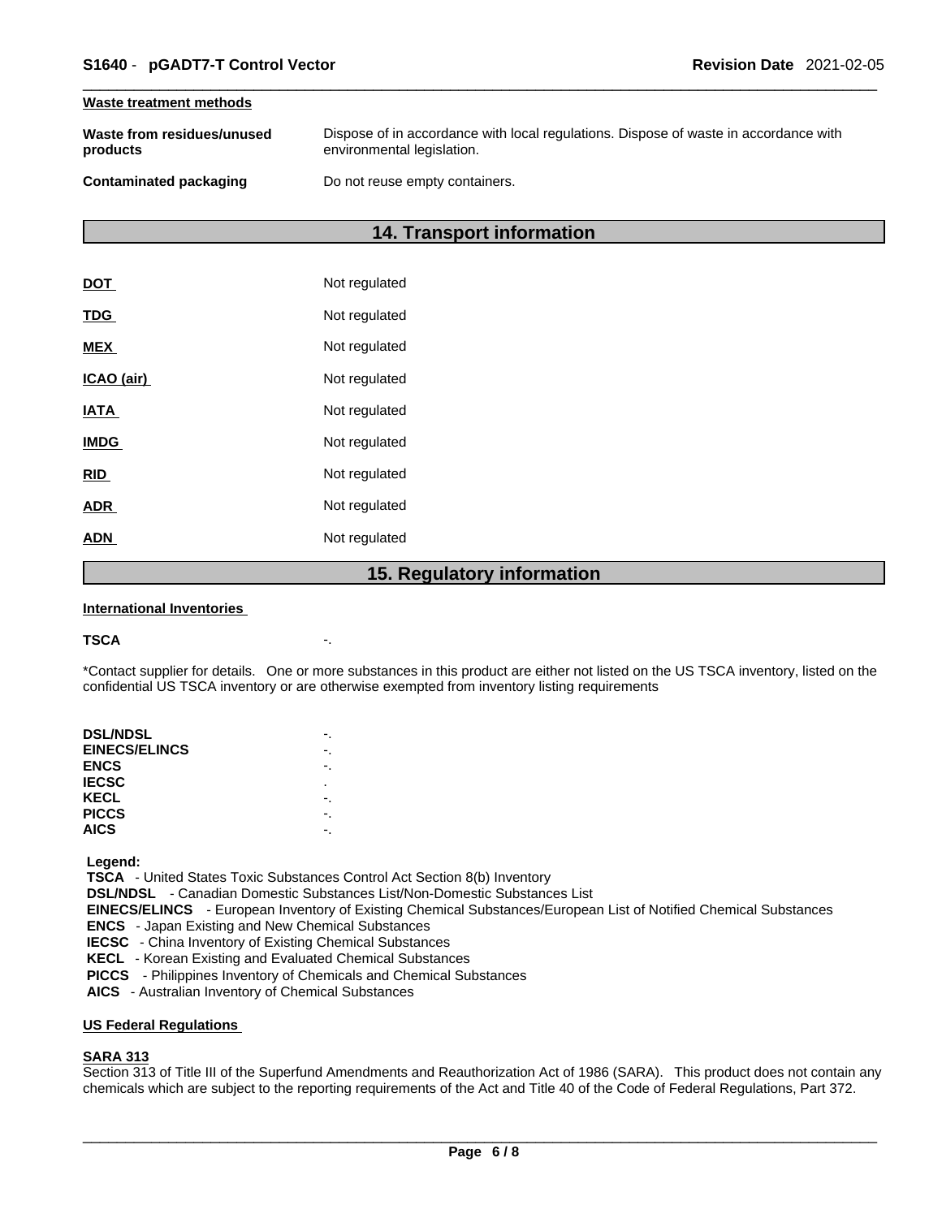**Waste treatment methods**

| | |
|---|---|
| **Waste from residues/unused products** | Dispose of in accordance with local regulations. Dispose of waste in accordance with environmental legislation. |
| **Contaminated packaging** | Do not reuse empty containers. |

## 14. Transport information

| | |
|---|---|
| **DOT** | Not regulated |
| **TDG** | Not regulated |
| **MEX** | Not regulated |
| **ICAO (air)** | Not regulated |
| **IATA** | Not regulated |
| **IMDG** | Not regulated |
| **RID** | Not regulated |
| **ADR** | Not regulated |
| **ADN** | Not regulated |

## 15. Regulatory information

**International Inventories**

**TSCA** -.

*Contact supplier for details. One or more substances in this product are either not listed on the US TSCA inventory, listed on the confidential US TSCA inventory or are otherwise exempted from inventory listing requirements

| | |
|---|---|
| **DSL/NDSL** | -. |
| **EINECS/ELINCS** | -. |
| **ENCS** | -. |
| **IECSC** | . |
| **KECL** | -. |
| **PICCS** | -. |
| **AICS** | -. |

**Legend:**
**TSCA** - United States Toxic Substances Control Act Section 8(b) Inventory
**DSL/NDSL** - Canadian Domestic Substances List/Non-Domestic Substances List
**EINECS/ELINCS** - European Inventory of Existing Chemical Substances/European List of Notified Chemical Substances
**ENCS** - Japan Existing and New Chemical Substances
**IECSC** - China Inventory of Existing Chemical Substances
**KECL** - Korean Existing and Evaluated Chemical Substances
**PICCS** - Philippines Inventory of Chemicals and Chemical Substances
**AICS** - Australian Inventory of Chemical Substances

**US Federal Regulations**

**SARA 313**
Section 313 of Title III of the Superfund Amendments and Reauthorization Act of 1986 (SARA). This product does not contain any chemicals which are subject to the reporting requirements of the Act and Title 40 of the Code of Federal Regulations, Part 372.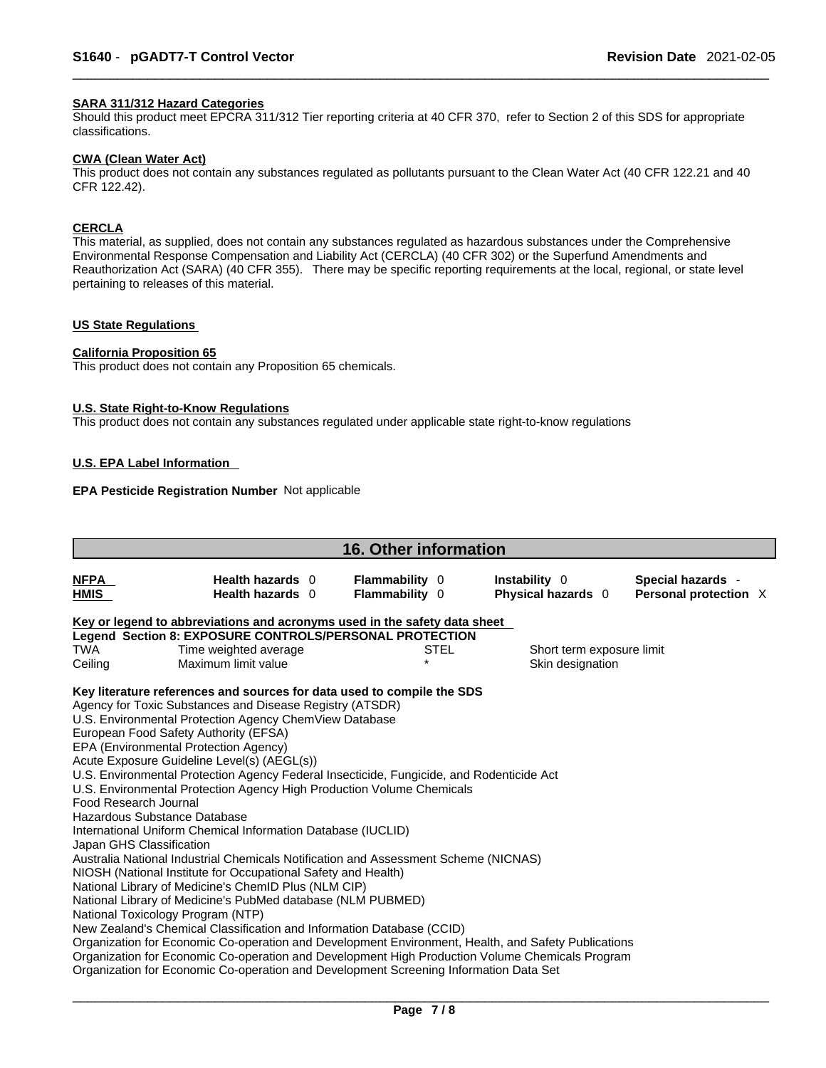**SARA 311/312 Hazard Categories**

Should this product meet EPCRA 311/312 Tier reporting criteria at 40 CFR 370, refer to Section 2 of this SDS for appropriate classifications.

**CWA (Clean Water Act)**

This product does not contain any substances regulated as pollutants pursuant to the Clean Water Act (40 CFR 122.21 and 40 CFR 122.42).

**CERCLA**

This material, as supplied, does not contain any substances regulated as hazardous substances under the Comprehensive Environmental Response Compensation and Liability Act (CERCLA) (40 CFR 302) or the Superfund Amendments and Reauthorization Act (SARA) (40 CFR 355). There may be specific reporting requirements at the local, regional, or state level pertaining to releases of this material.

**US State Regulations**

**California Proposition 65**

This product does not contain any Proposition 65 chemicals.

**U.S. State Right-to-Know Regulations**

This product does not contain any substances regulated under applicable state right-to-know regulations

**U.S. EPA Label Information**

**EPA Pesticide Registration Number** Not applicable

## 16. Other information

| | | | | |
|---|---|---|---|---|
| **NFPA** | **Health hazards** 0 | **Flammability** 0 | **Instability** 0 | **Special hazards** - |
| **HMIS** | **Health hazards** 0 | **Flammability** 0 | **Physical hazards** 0 | **Personal protection** X |

**Key or legend to abbreviations and acronyms used in the safety data sheet**

**Legend Section 8: EXPOSURE CONTROLS/PERSONAL PROTECTION**

| | | | |
|---|---|---|---|
| TWA | Time weighted average | STEL | Short term exposure limit |
| Ceiling | Maximum limit value | * | Skin designation |

**Key literature references and sources for data used to compile the SDS**

Agency for Toxic Substances and Disease Registry (ATSDR)
U.S. Environmental Protection Agency ChemView Database
European Food Safety Authority (EFSA)
EPA (Environmental Protection Agency)
Acute Exposure Guideline Level(s) (AEGL(s))
U.S. Environmental Protection Agency Federal Insecticide, Fungicide, and Rodenticide Act
U.S. Environmental Protection Agency High Production Volume Chemicals
Food Research Journal
Hazardous Substance Database
International Uniform Chemical Information Database (IUCLID)
Japan GHS Classification
Australia National Industrial Chemicals Notification and Assessment Scheme (NICNAS)
NIOSH (National Institute for Occupational Safety and Health)
National Library of Medicine's ChemID Plus (NLM CIP)
National Library of Medicine's PubMed database (NLM PUBMED)
National Toxicology Program (NTP)
New Zealand's Chemical Classification and Information Database (CCID)
Organization for Economic Co-operation and Development Environment, Health, and Safety Publications
Organization for Economic Co-operation and Development High Production Volume Chemicals Program
Organization for Economic Co-operation and Development Screening Information Data Set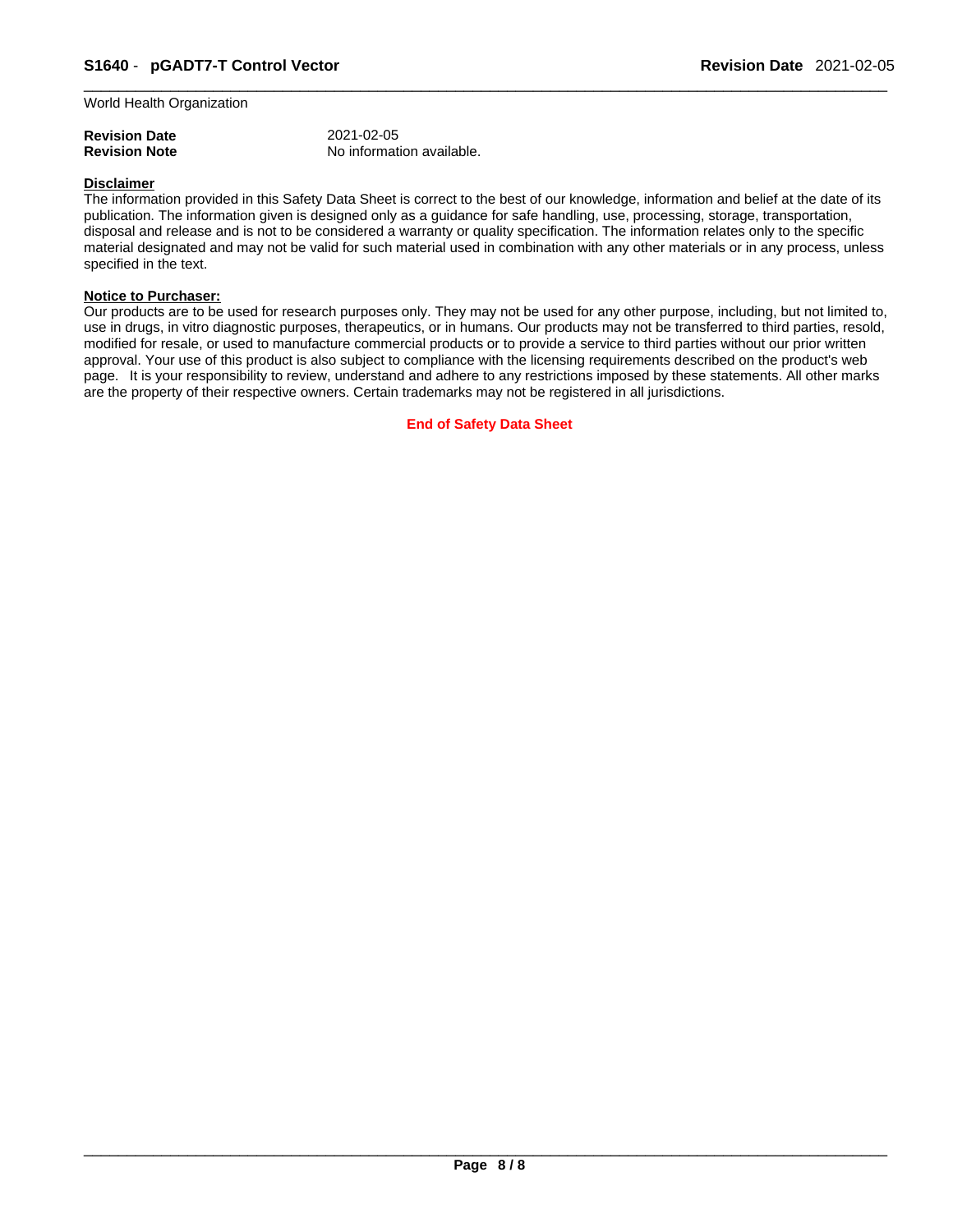World Health Organization

**Revision Date** 2021-02-05
**Revision Note** No information available.

**Disclaimer**
The information provided in this Safety Data Sheet is correct to the best of our knowledge, information and belief at the date of its publication. The information given is designed only as a guidance for safe handling, use, processing, storage, transportation, disposal and release and is not to be considered a warranty or quality specification. The information relates only to the specific material designated and may not be valid for such material used in combination with any other materials or in any process, unless specified in the text.

**Notice to Purchaser:**
Our products are to be used for research purposes only. They may not be used for any other purpose, including, but not limited to, use in drugs, in vitro diagnostic purposes, therapeutics, or in humans. Our products may not be transferred to third parties, resold, modified for resale, or used to manufacture commercial products or to provide a service to third parties without our prior written approval. Your use of this product is also subject to compliance with the licensing requirements described on the product's web page. It is your responsibility to review, understand and adhere to any restrictions imposed by these statements. All other marks are the property of their respective owners. Certain trademarks may not be registered in all jurisdictions.

**End of Safety Data Sheet**